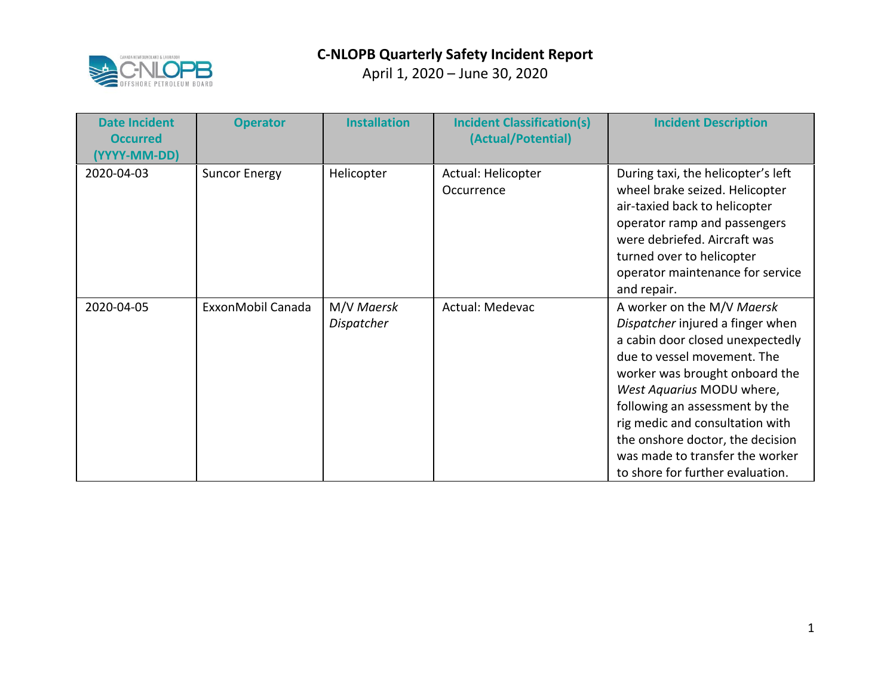# C-NLOPB Quarterly Safety Incident Report

April 1, 2020 – June 30, 2020

| Date Incident Occurred (YYYY-MM-DD) | Operator | Installation | Incident Classification(s) (Actual/Potential) | Incident Description |
|---|---|---|---|---|
| 2020-04-03 | Suncor Energy | Helicopter | Actual: Helicopter Occurrence | During taxi, the helicopter's left wheel brake seized. Helicopter air-taxied back to helicopter operator ramp and passengers were debriefed. Aircraft was turned over to helicopter operator maintenance for service and repair. |
| 2020-04-05 | ExxonMobil Canada | M/V *Maersk Dispatcher* | Actual: Medevac | A worker on the M/V *Maersk Dispatcher* injured a finger when a cabin door closed unexpectedly due to vessel movement. The worker was brought onboard the *West Aquarius* MODU where, following an assessment by the rig medic and consultation with the onshore doctor, the decision was made to transfer the worker to shore for further evaluation. |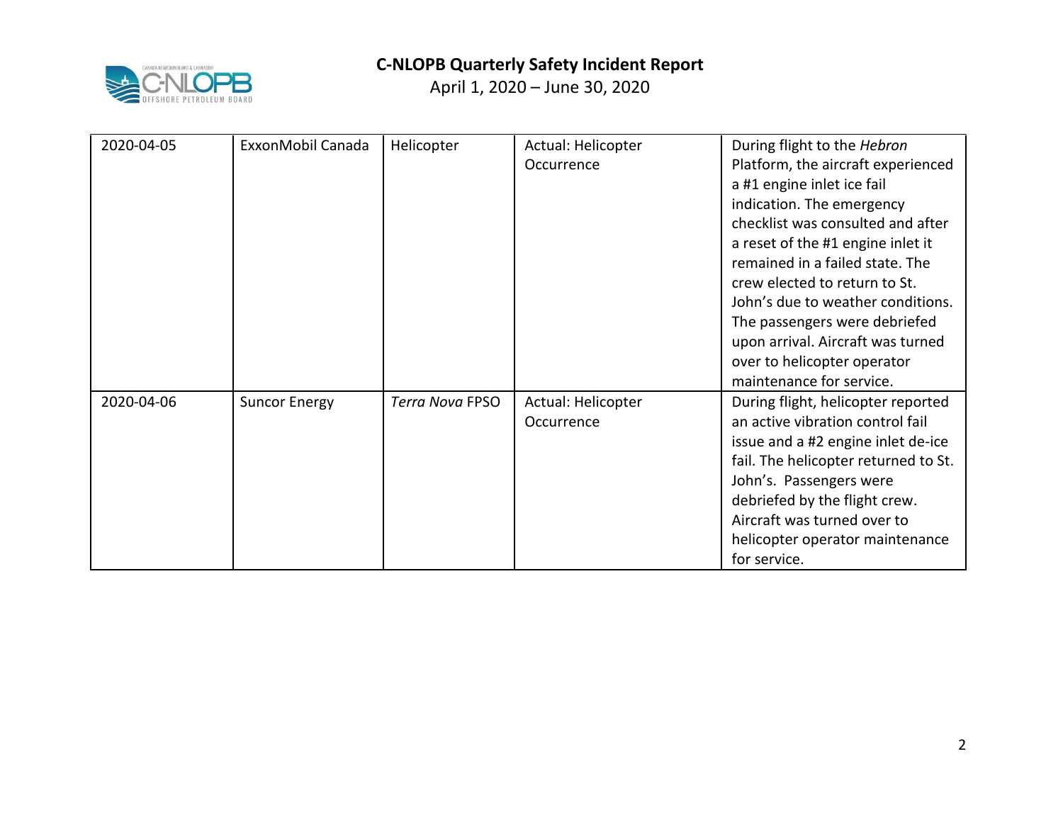| | | | | |
|---|---|---|---|---|
| 2020-04-05 | ExxonMobil Canada | Helicopter | Actual: Helicopter Occurrence | During flight to the *Hebron* Platform, the aircraft experienced a #1 engine inlet ice fail indication. The emergency checklist was consulted and after a reset of the #1 engine inlet it remained in a failed state. The crew elected to return to St. John's due to weather conditions. The passengers were debriefed upon arrival. Aircraft was turned over to helicopter operator maintenance for service. |
| 2020-04-06 | Suncor Energy | *Terra Nova* FPSO | Actual: Helicopter Occurrence | During flight, helicopter reported an active vibration control fail issue and a #2 engine inlet de-ice fail. The helicopter returned to St. John's. Passengers were debriefed by the flight crew. Aircraft was turned over to helicopter operator maintenance for service. |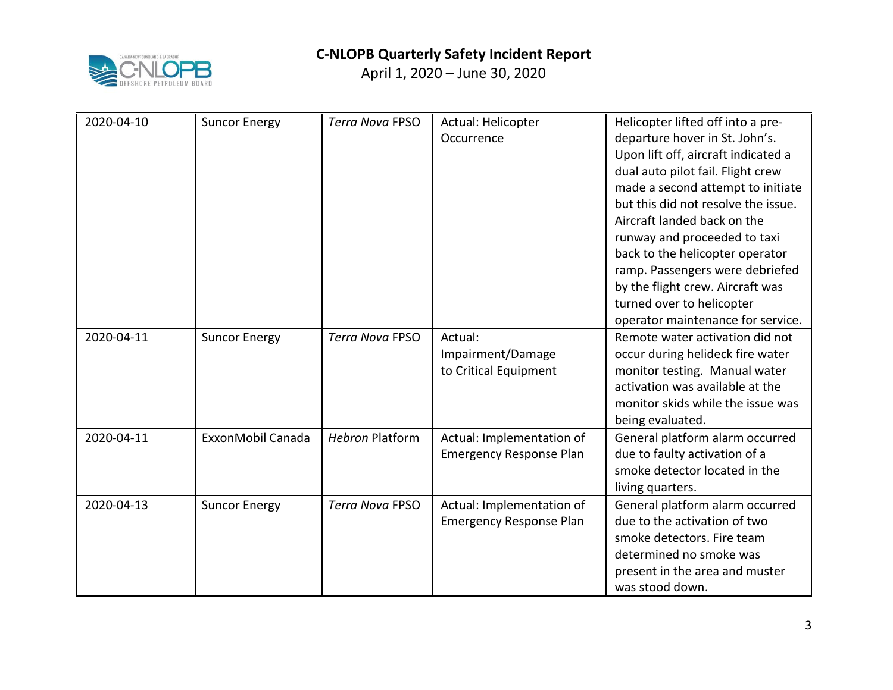| | | | | |
|---|---|---|---|---|
| 2020-04-10 | Suncor Energy | *Terra Nova* FPSO | Actual: Helicopter Occurrence | Helicopter lifted off into a pre-departure hover in St. John's. Upon lift off, aircraft indicated a dual auto pilot fail. Flight crew made a second attempt to initiate but this did not resolve the issue. Aircraft landed back on the runway and proceeded to taxi back to the helicopter operator ramp. Passengers were debriefed by the flight crew. Aircraft was turned over to helicopter operator maintenance for service. |
| 2020-04-11 | Suncor Energy | *Terra Nova* FPSO | Actual: Impairment/Damage to Critical Equipment | Remote water activation did not occur during helideck fire water monitor testing. Manual water activation was available at the monitor skids while the issue was being evaluated. |
| 2020-04-11 | ExxonMobil Canada | *Hebron* Platform | Actual: Implementation of Emergency Response Plan | General platform alarm occurred due to faulty activation of a smoke detector located in the living quarters. |
| 2020-04-13 | Suncor Energy | *Terra Nova* FPSO | Actual: Implementation of Emergency Response Plan | General platform alarm occurred due to the activation of two smoke detectors. Fire team determined no smoke was present in the area and muster was stood down. |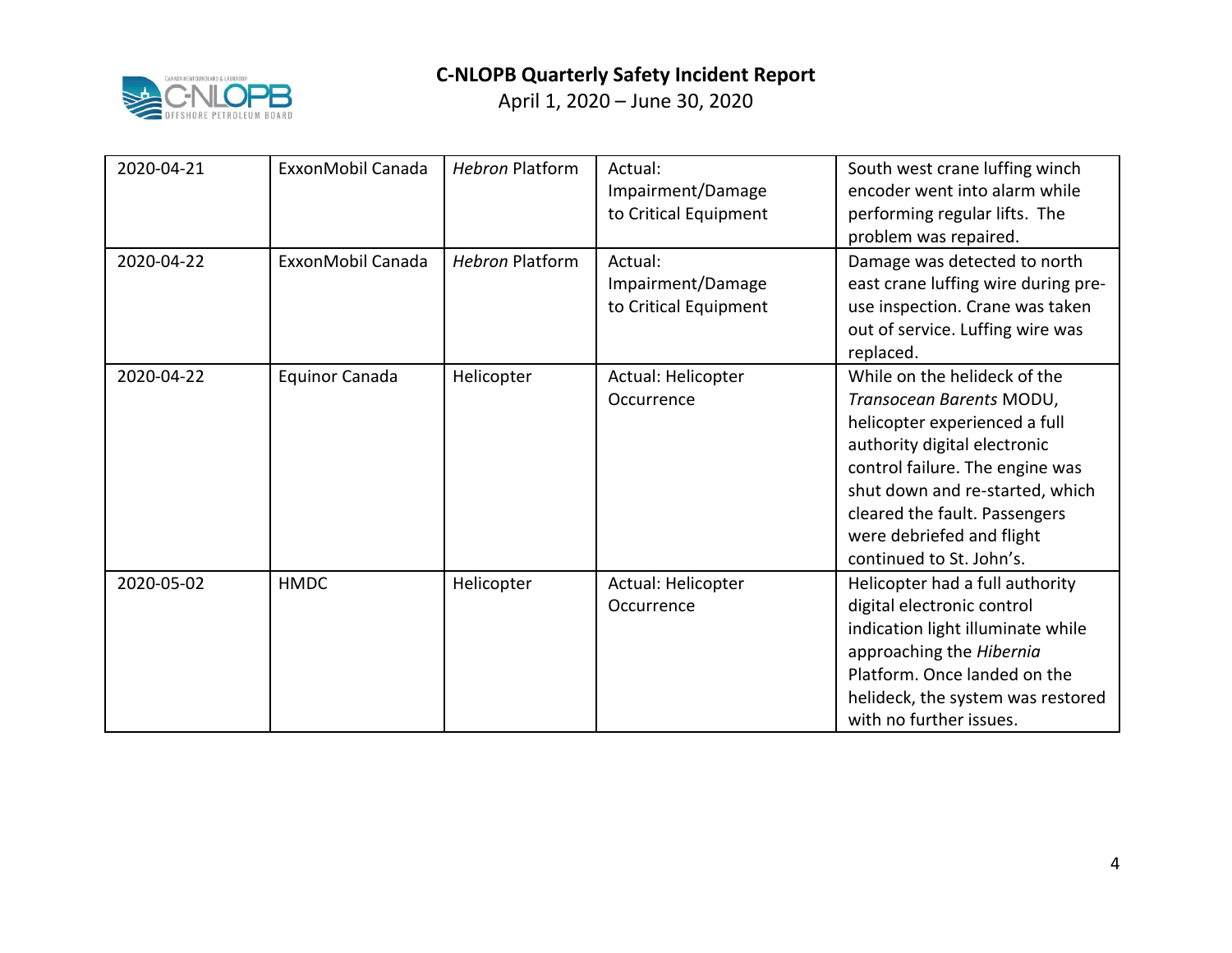# C-NLOPB Quarterly Safety Incident Report

April 1, 2020 – June 30, 2020

| | | | | |
|---|---|---|---|---|
| 2020-04-21 | ExxonMobil Canada | *Hebron* Platform | Actual: Impairment/Damage to Critical Equipment | South west crane luffing winch encoder went into alarm while performing regular lifts. The problem was repaired. |
| 2020-04-22 | ExxonMobil Canada | *Hebron* Platform | Actual: Impairment/Damage to Critical Equipment | Damage was detected to north east crane luffing wire during pre-use inspection. Crane was taken out of service. Luffing wire was replaced. |
| 2020-04-22 | Equinor Canada | Helicopter | Actual: Helicopter Occurrence | While on the helideck of the *Transocean Barents* MODU, helicopter experienced a full authority digital electronic control failure. The engine was shut down and re-started, which cleared the fault. Passengers were debriefed and flight continued to St. John's. |
| 2020-05-02 | HMDC | Helicopter | Actual: Helicopter Occurrence | Helicopter had a full authority digital electronic control indication light illuminate while approaching the *Hibernia* Platform. Once landed on the helideck, the system was restored with no further issues. |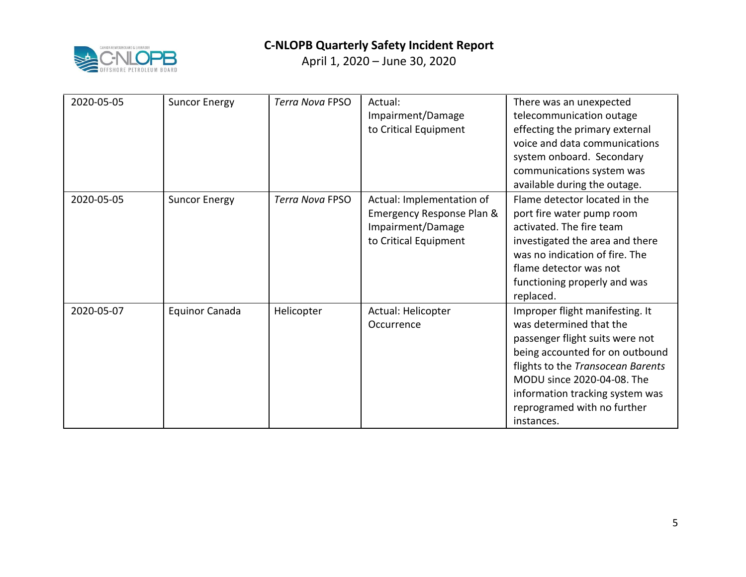| | | | | |
|---|---|---|---|---|
| 2020-05-05 | Suncor Energy | *Terra Nova* FPSO | Actual: Impairment/Damage to Critical Equipment | There was an unexpected telecommunication outage effecting the primary external voice and data communications system onboard. Secondary communications system was available during the outage. |
| 2020-05-05 | Suncor Energy | *Terra Nova* FPSO | Actual: Implementation of Emergency Response Plan & Impairment/Damage to Critical Equipment | Flame detector located in the port fire water pump room activated. The fire team investigated the area and there was no indication of fire. The flame detector was not functioning properly and was replaced. |
| 2020-05-07 | Equinor Canada | Helicopter | Actual: Helicopter Occurrence | Improper flight manifesting. It was determined that the passenger flight suits were not being accounted for on outbound flights to the *Transocean Barents* MODU since 2020-04-08. The information tracking system was reprogramed with no further instances. |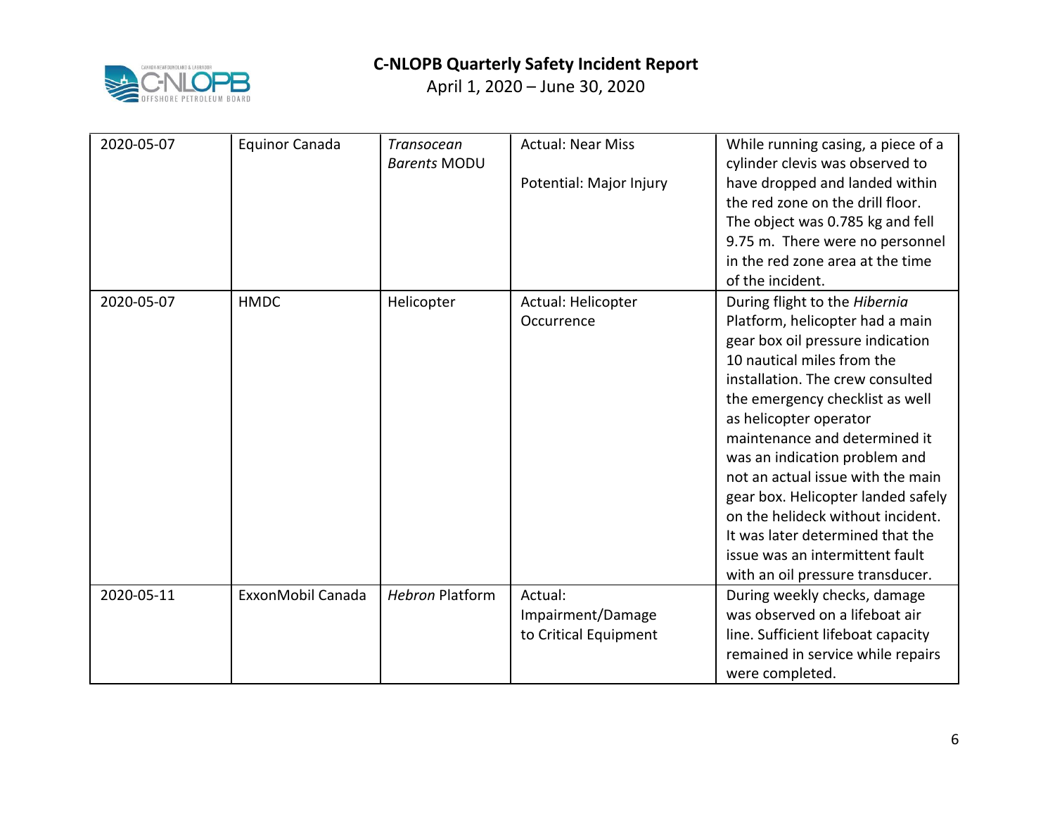| | | | | |
|---|---|---|---|---|
| 2020-05-07 | Equinor Canada | *Transocean Barents* MODU | Actual: Near Miss<br><br>Potential: Major Injury | While running casing, a piece of a cylinder clevis was observed to have dropped and landed within the red zone on the drill floor. The object was 0.785 kg and fell 9.75 m. There were no personnel in the red zone area at the time of the incident. |
| 2020-05-07 | HMDC | Helicopter | Actual: Helicopter Occurrence | During flight to the *Hibernia* Platform, helicopter had a main gear box oil pressure indication 10 nautical miles from the installation. The crew consulted the emergency checklist as well as helicopter operator maintenance and determined it was an indication problem and not an actual issue with the main gear box. Helicopter landed safely on the helideck without incident. It was later determined that the issue was an intermittent fault with an oil pressure transducer. |
| 2020-05-11 | ExxonMobil Canada | *Hebron* Platform | Actual: Impairment/Damage to Critical Equipment | During weekly checks, damage was observed on a lifeboat air line. Sufficient lifeboat capacity remained in service while repairs were completed. |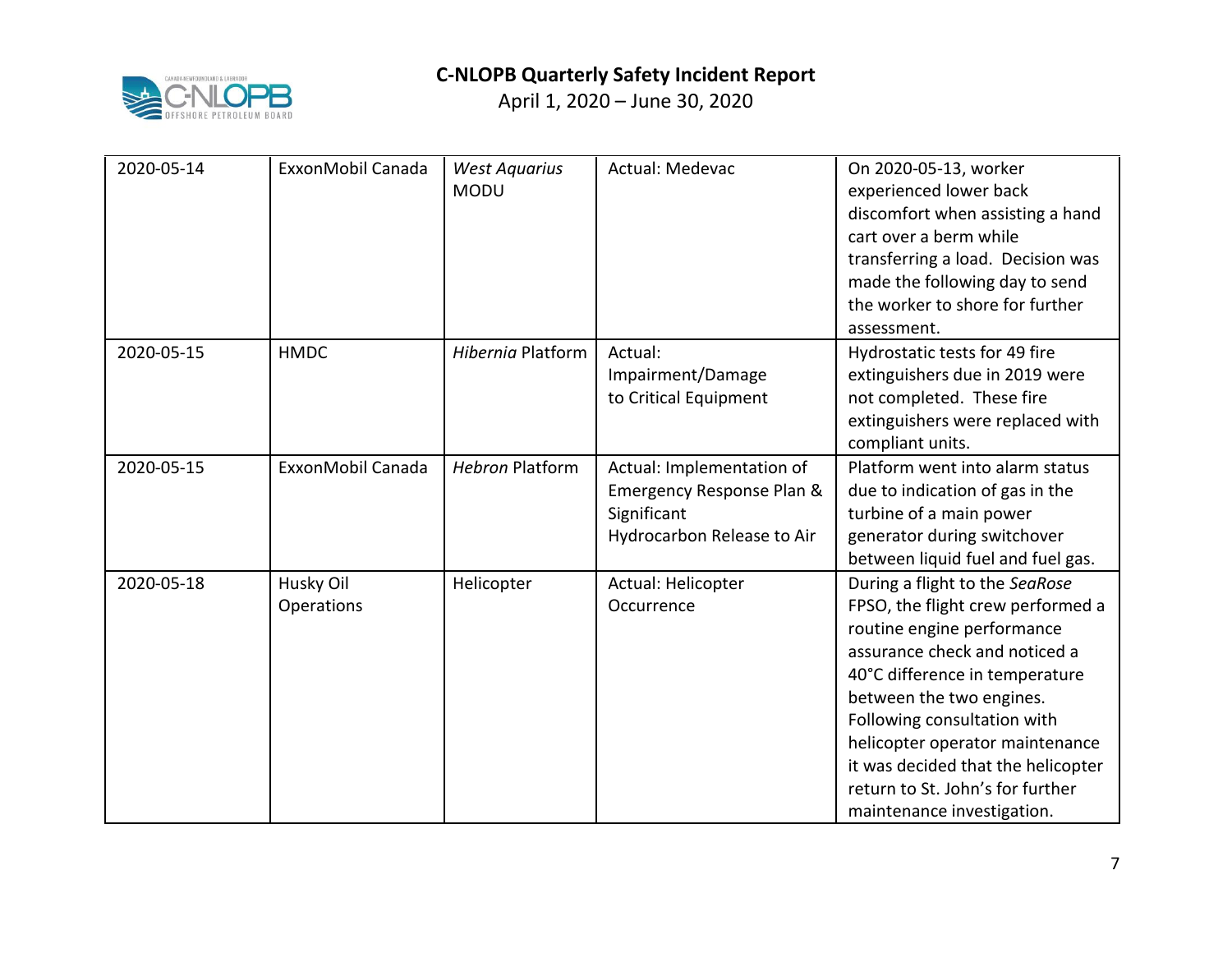| | | | | |
|---|---|---|---|---|
| 2020-05-14 | ExxonMobil Canada | *West Aquarius* MODU | Actual: Medevac | On 2020-05-13, worker experienced lower back discomfort when assisting a hand cart over a berm while transferring a load. Decision was made the following day to send the worker to shore for further assessment. |
| 2020-05-15 | HMDC | *Hibernia* Platform | Actual: Impairment/Damage to Critical Equipment | Hydrostatic tests for 49 fire extinguishers due in 2019 were not completed. These fire extinguishers were replaced with compliant units. |
| 2020-05-15 | ExxonMobil Canada | *Hebron* Platform | Actual: Implementation of Emergency Response Plan & Significant Hydrocarbon Release to Air | Platform went into alarm status due to indication of gas in the turbine of a main power generator during switchover between liquid fuel and fuel gas. |
| 2020-05-18 | Husky Oil Operations | Helicopter | Actual: Helicopter Occurrence | During a flight to the *SeaRose* FPSO, the flight crew performed a routine engine performance assurance check and noticed a 40°C difference in temperature between the two engines. Following consultation with helicopter operator maintenance it was decided that the helicopter return to St. John's for further maintenance investigation. |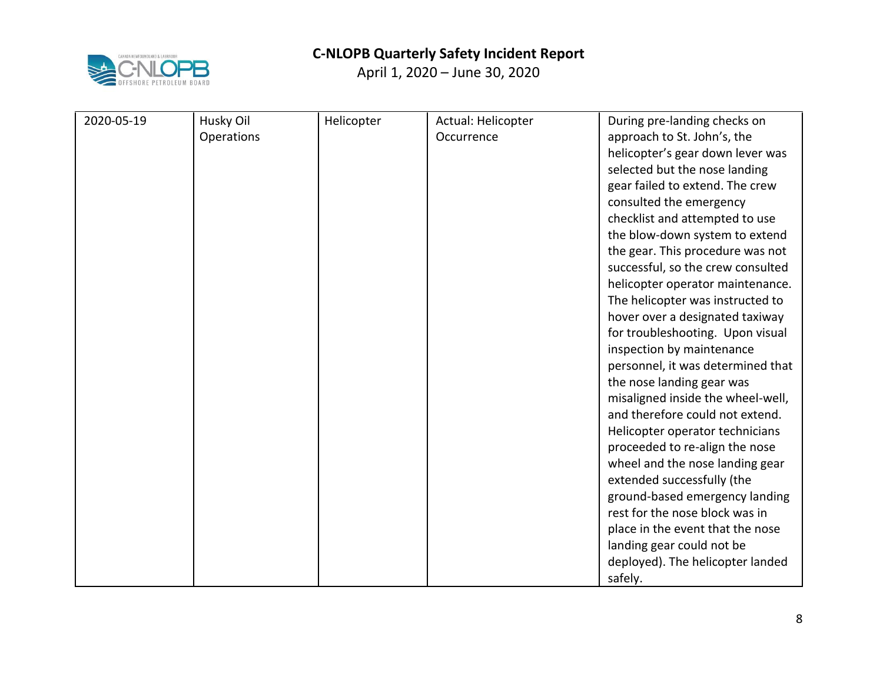| | | | | |
|---|---|---|---|---|
| 2020-05-19 | Husky Oil Operations | Helicopter | Actual: Helicopter Occurrence | During pre-landing checks on approach to St. John's, the helicopter's gear down lever was selected but the nose landing gear failed to extend. The crew consulted the emergency checklist and attempted to use the blow-down system to extend the gear. This procedure was not successful, so the crew consulted helicopter operator maintenance. The helicopter was instructed to hover over a designated taxiway for troubleshooting. Upon visual inspection by maintenance personnel, it was determined that the nose landing gear was misaligned inside the wheel-well, and therefore could not extend. Helicopter operator technicians proceeded to re-align the nose wheel and the nose landing gear extended successfully (the ground-based emergency landing rest for the nose block was in place in the event that the nose landing gear could not be deployed). The helicopter landed safely. |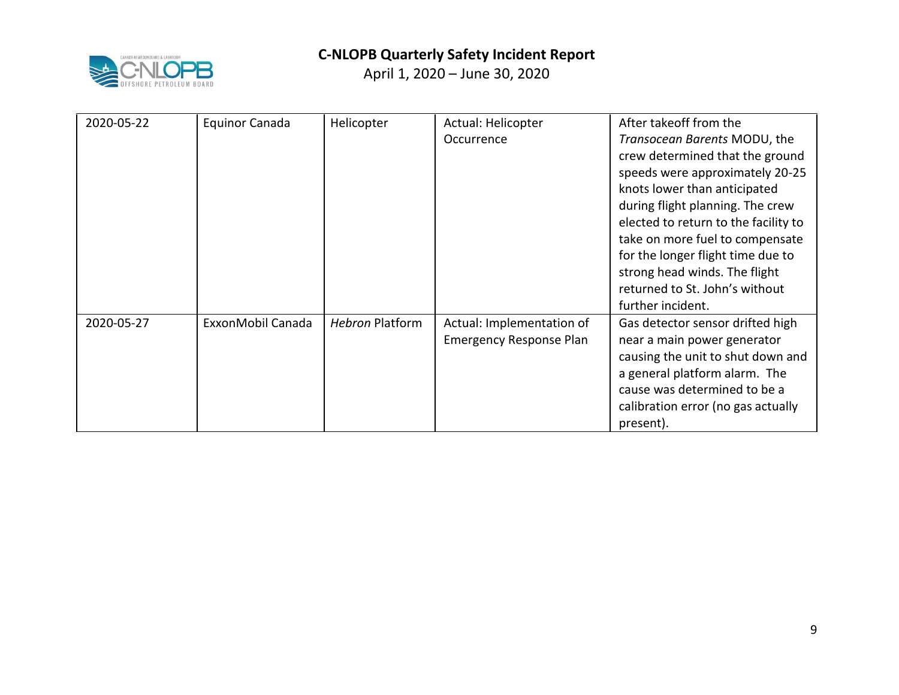| | | | | |
|---|---|---|---|---|
| 2020-05-22 | Equinor Canada | Helicopter | Actual: Helicopter Occurrence | After takeoff from the *Transocean Barents* MODU, the crew determined that the ground speeds were approximately 20-25 knots lower than anticipated during flight planning. The crew elected to return to the facility to take on more fuel to compensate for the longer flight time due to strong head winds. The flight returned to St. John's without further incident. |
| 2020-05-27 | ExxonMobil Canada | *Hebron* Platform | Actual: Implementation of Emergency Response Plan | Gas detector sensor drifted high near a main power generator causing the unit to shut down and a general platform alarm. The cause was determined to be a calibration error (no gas actually present). |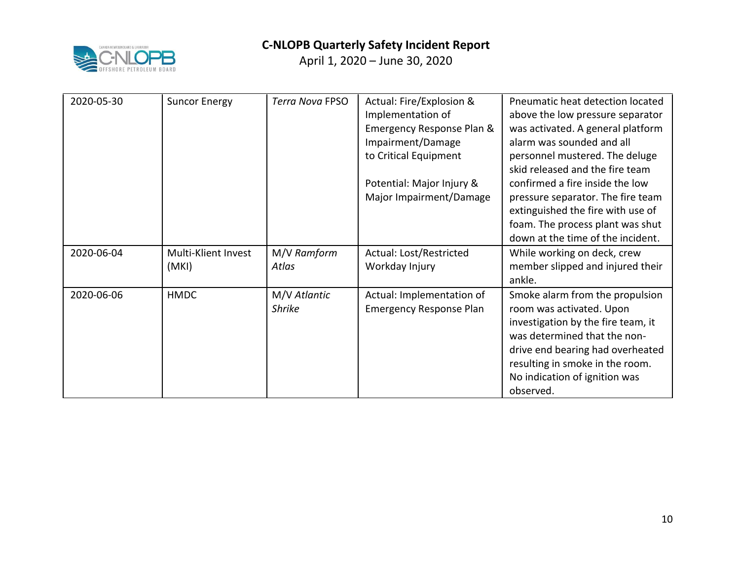| 2020-05-30 | Suncor Energy | *Terra Nova* FPSO | Actual: Fire/Explosion & Implementation of Emergency Response Plan & Impairment/Damage to Critical Equipment<br><br>Potential: Major Injury & Major Impairment/Damage | Pneumatic heat detection located above the low pressure separator was activated. A general platform alarm was sounded and all personnel mustered. The deluge skid released and the fire team confirmed a fire inside the low pressure separator. The fire team extinguished the fire with use of foam. The process plant was shut down at the time of the incident. |
|---|---|---|---|---|
| 2020-06-04 | Multi-Klient Invest (MKI) | M/V *Ramform Atlas* | Actual: Lost/Restricted Workday Injury | While working on deck, crew member slipped and injured their ankle. |
| 2020-06-06 | HMDC | M/V *Atlantic Shrike* | Actual: Implementation of Emergency Response Plan | Smoke alarm from the propulsion room was activated. Upon investigation by the fire team, it was determined that the non-drive end bearing had overheated resulting in smoke in the room. No indication of ignition was observed. |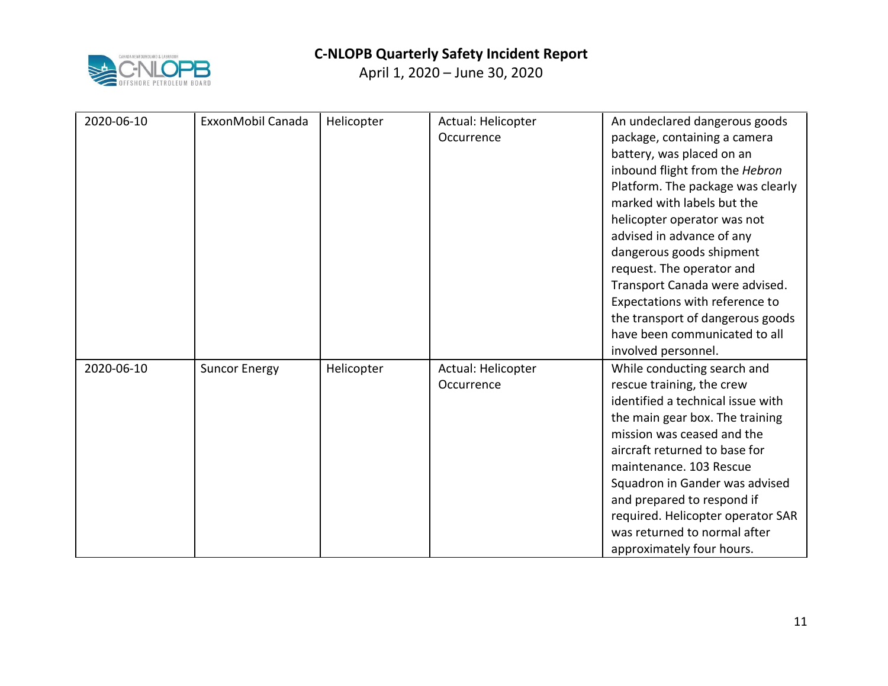| | | | | |
|---|---|---|---|---|
| 2020-06-10 | ExxonMobil Canada | Helicopter | Actual: Helicopter Occurrence | An undeclared dangerous goods package, containing a camera battery, was placed on an inbound flight from the *Hebron* Platform. The package was clearly marked with labels but the helicopter operator was not advised in advance of any dangerous goods shipment request. The operator and Transport Canada were advised. Expectations with reference to the transport of dangerous goods have been communicated to all involved personnel. |
| 2020-06-10 | Suncor Energy | Helicopter | Actual: Helicopter Occurrence | While conducting search and rescue training, the crew identified a technical issue with the main gear box. The training mission was ceased and the aircraft returned to base for maintenance. 103 Rescue Squadron in Gander was advised and prepared to respond if required. Helicopter operator SAR was returned to normal after approximately four hours. |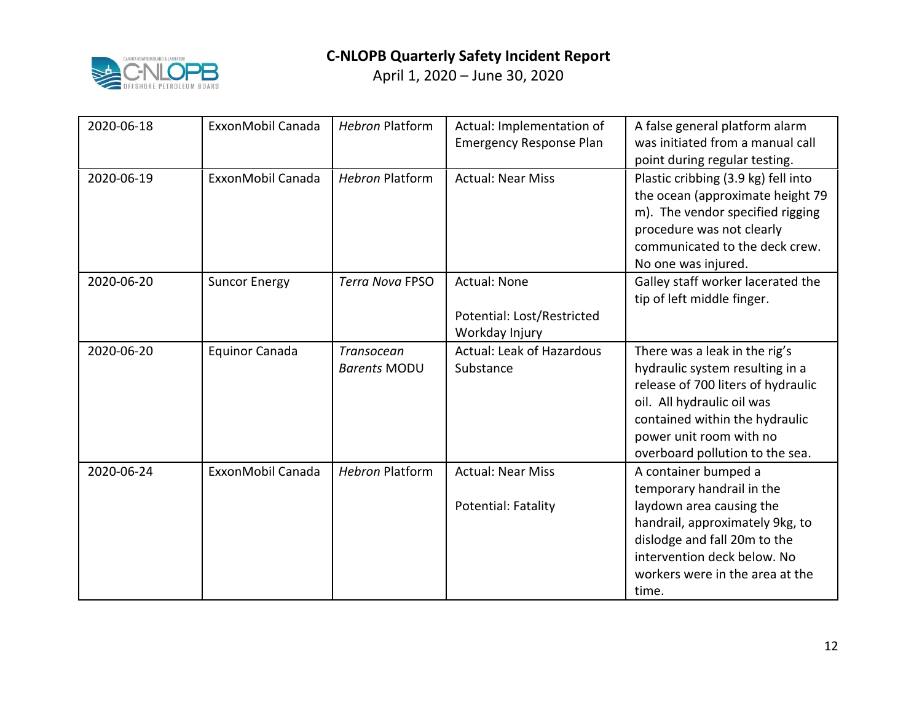| | | | | |
|---|---|---|---|---|
| 2020-06-18 | ExxonMobil Canada | *Hebron* Platform | Actual: Implementation of Emergency Response Plan | A false general platform alarm was initiated from a manual call point during regular testing. |
| 2020-06-19 | ExxonMobil Canada | *Hebron* Platform | Actual: Near Miss | Plastic cribbing (3.9 kg) fell into the ocean (approximate height 79 m). The vendor specified rigging procedure was not clearly communicated to the deck crew. No one was injured. |
| 2020-06-20 | Suncor Energy | *Terra Nova* FPSO | Actual: None<br><br>Potential: Lost/Restricted Workday Injury | Galley staff worker lacerated the tip of left middle finger. |
| 2020-06-20 | Equinor Canada | *Transocean Barents* MODU | Actual: Leak of Hazardous Substance | There was a leak in the rig's hydraulic system resulting in a release of 700 liters of hydraulic oil. All hydraulic oil was contained within the hydraulic power unit room with no overboard pollution to the sea. |
| 2020-06-24 | ExxonMobil Canada | *Hebron* Platform | Actual: Near Miss<br><br>Potential: Fatality | A container bumped a temporary handrail in the laydown area causing the handrail, approximately 9kg, to dislodge and fall 20m to the intervention deck below. No workers were in the area at the time. |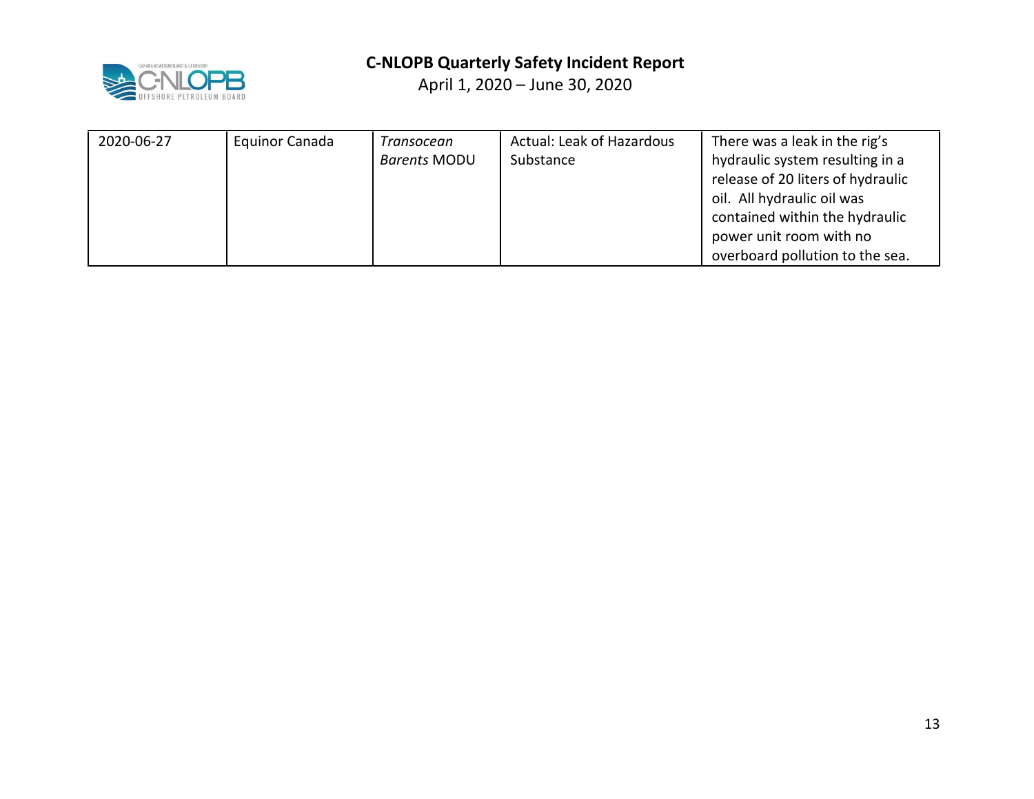| | | | | |
|---|---|---|---|---|
| 2020-06-27 | Equinor Canada | *Transocean Barents* MODU | Actual: Leak of Hazardous Substance | There was a leak in the rig's hydraulic system resulting in a release of 20 liters of hydraulic oil. All hydraulic oil was contained within the hydraulic power unit room with no overboard pollution to the sea. |